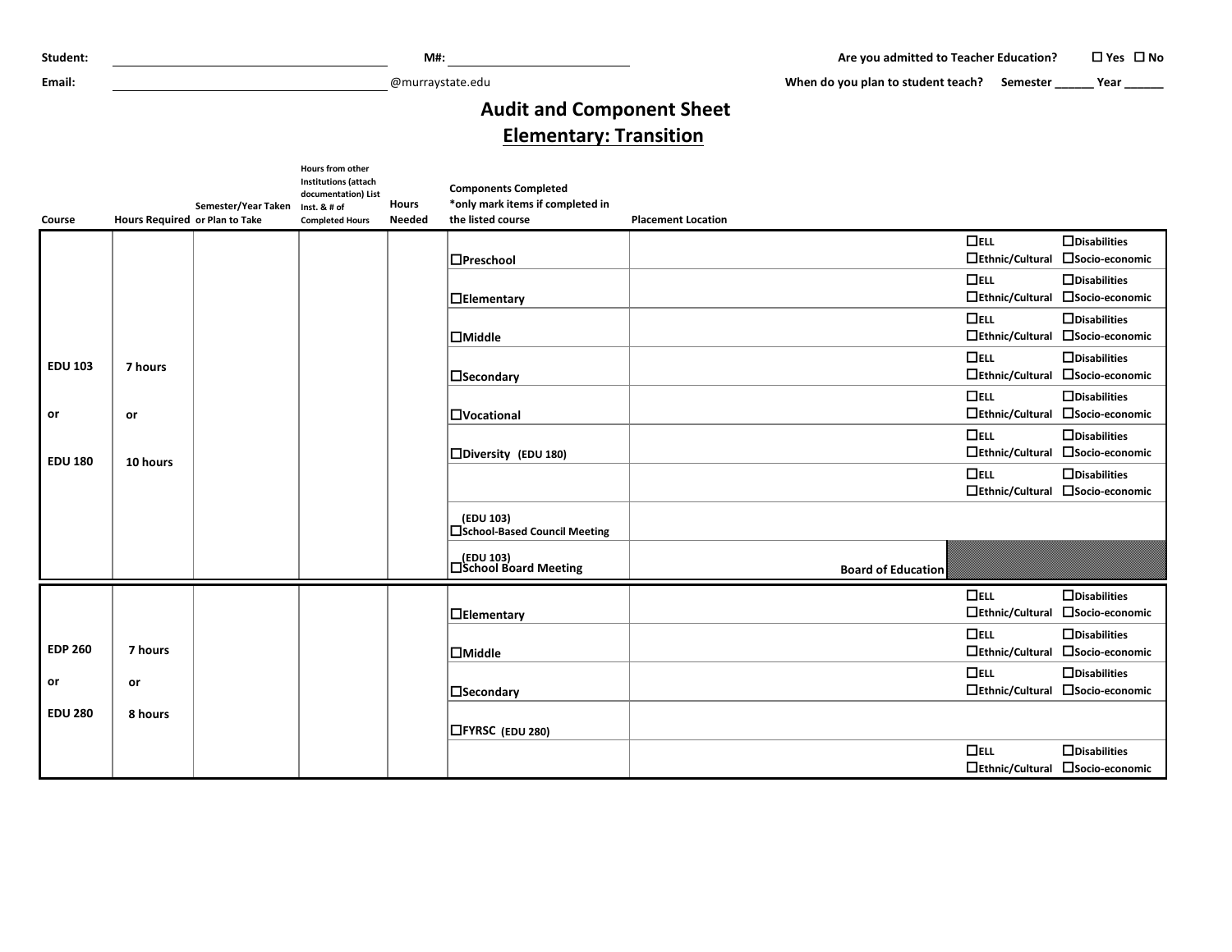Student: ________________________ M#: ________________ Are you admitted to Teacher Education? ☐ Yes ☐ No

Email: ________________________@murraystate.edu When do you plan to student teach? Semester ______ Year ______

# Audit and Component Sheet

## Elementary: Transition

| Course | Hours Required | Semester/Year Taken or Plan to Take | Hours from other Institutions (attach documentation) List Inst. & # of Completed Hours | Hours Needed | Components Completed *only mark items if completed in the listed course | Placement Location | | |
|---|---|---|---|---|---|---|---|---|
| EDU 103 or EDU 180 | 7 hours or 10 hours | | | | ☐Preschool | | ☐ELL ☐Ethnic/Cultural | ☐Disabilities ☐Socio-economic |
| | | | | | ☐Elementary | | ☐ELL ☐Ethnic/Cultural | ☐Disabilities ☐Socio-economic |
| | | | | | ☐Middle | | ☐ELL ☐Ethnic/Cultural | ☐Disabilities ☐Socio-economic |
| | | | | | ☐Secondary | | ☐ELL ☐Ethnic/Cultural | ☐Disabilities ☐Socio-economic |
| | | | | | ☐Vocational | | ☐ELL ☐Ethnic/Cultural | ☐Disabilities ☐Socio-economic |
| | | | | | ☐Diversity (EDU 180) | | ☐ELL ☐Ethnic/Cultural | ☐Disabilities ☐Socio-economic |
| | | | | | | | ☐ELL ☐Ethnic/Cultural | ☐Disabilities ☐Socio-economic |
| | | | | | (EDU 103) ☐School-Based Council Meeting | | | |
| | | | | | (EDU 103) ☐School Board Meeting | Board of Education | | |
| EDP 260 or EDU 280 | 7 hours or 8 hours | | | | ☐Elementary | | ☐ELL ☐Ethnic/Cultural | ☐Disabilities ☐Socio-economic |
| | | | | | ☐Middle | | ☐ELL ☐Ethnic/Cultural | ☐Disabilities ☐Socio-economic |
| | | | | | ☐Secondary | | ☐ELL ☐Ethnic/Cultural | ☐Disabilities ☐Socio-economic |
| | | | | | ☐FYRSC (EDU 280) | | | |
| | | | | | | | ☐ELL ☐Ethnic/Cultural | ☐Disabilities ☐Socio-economic |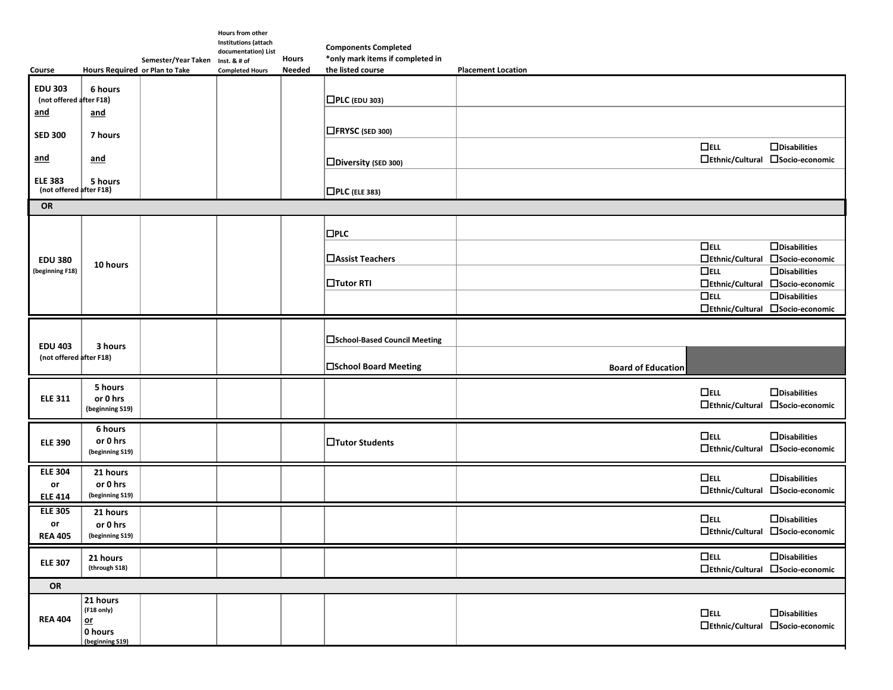| Course | Hours Required | Semester/Year Taken or Plan to Take | Hours from other Institutions (attach documentation) List Inst. & # of Completed Hours | Hours Needed | Components Completed *only mark items if completed in the listed course | Placement Location | | |
|---|---|---|---|---|---|---|---|---|
| **EDU 303** (not offered after F18) | **6 hours** | | | | ☐**PLC** (EDU 303) | | | |
| **and** | **and** | | | | ☐**FRYSC** (SED 300) | | | |
| **SED 300** | **7 hours** | | | | ☐**Diversity** (SED 300) | | ☐**ELL** ☐**Ethnic/Cultural** | ☐**Disabilities** ☐**Socio-economic** |
| **and** | **and** | | | | | | | |
| **ELE 383** (not offered after F18) | **5 hours** | | | | ☐**PLC** (ELE 383) | | | |
| **OR** | | | | | | | | |
| **EDU 380** (beginning F18) | **10 hours** | | | | ☐**PLC** | | | |
| | | | | | ☐**Assist Teachers** | | ☐**ELL** ☐**Ethnic/Cultural** | ☐**Disabilities** ☐**Socio-economic** |
| | | | | | ☐**Tutor RTI** | | ☐**ELL** ☐**Ethnic/Cultural** | ☐**Disabilities** ☐**Socio-economic** |
| | | | | | | | ☐**ELL** ☐**Ethnic/Cultural** | ☐**Disabilities** ☐**Socio-economic** |
| **EDU 403** (not offered after F18) | **3 hours** | | | | ☐**School-Based Council Meeting** | | | |
| | | | | | ☐**School Board Meeting** | **Board of Education** | | |
| **ELE 311** | **5 hours or 0 hrs** (beginning S19) | | | | | | ☐**ELL** ☐**Ethnic/Cultural** | ☐**Disabilities** ☐**Socio-economic** |
| **ELE 390** | **6 hours or 0 hrs** (beginning S19) | | | | ☐**Tutor Students** | | ☐**ELL** ☐**Ethnic/Cultural** | ☐**Disabilities** ☐**Socio-economic** |
| **ELE 304 or ELE 414** | **21 hours or 0 hrs** (beginning S19) | | | | | | ☐**ELL** ☐**Ethnic/Cultural** | ☐**Disabilities** ☐**Socio-economic** |
| **ELE 305 or REA 405** | **21 hours or 0 hrs** (beginning S19) | | | | | | ☐**ELL** ☐**Ethnic/Cultural** | ☐**Disabilities** ☐**Socio-economic** |
| **ELE 307** | **21 hours** (through S18) | | | | | | ☐**ELL** ☐**Ethnic/Cultural** | ☐**Disabilities** ☐**Socio-economic** |
| **OR** | | | | | | | | |
| **REA 404** | **21 hours** (F18 only) **or** **0 hours** (beginning S19) | | | | | | ☐**ELL** ☐**Ethnic/Cultural** | ☐**Disabilities** ☐**Socio-economic** |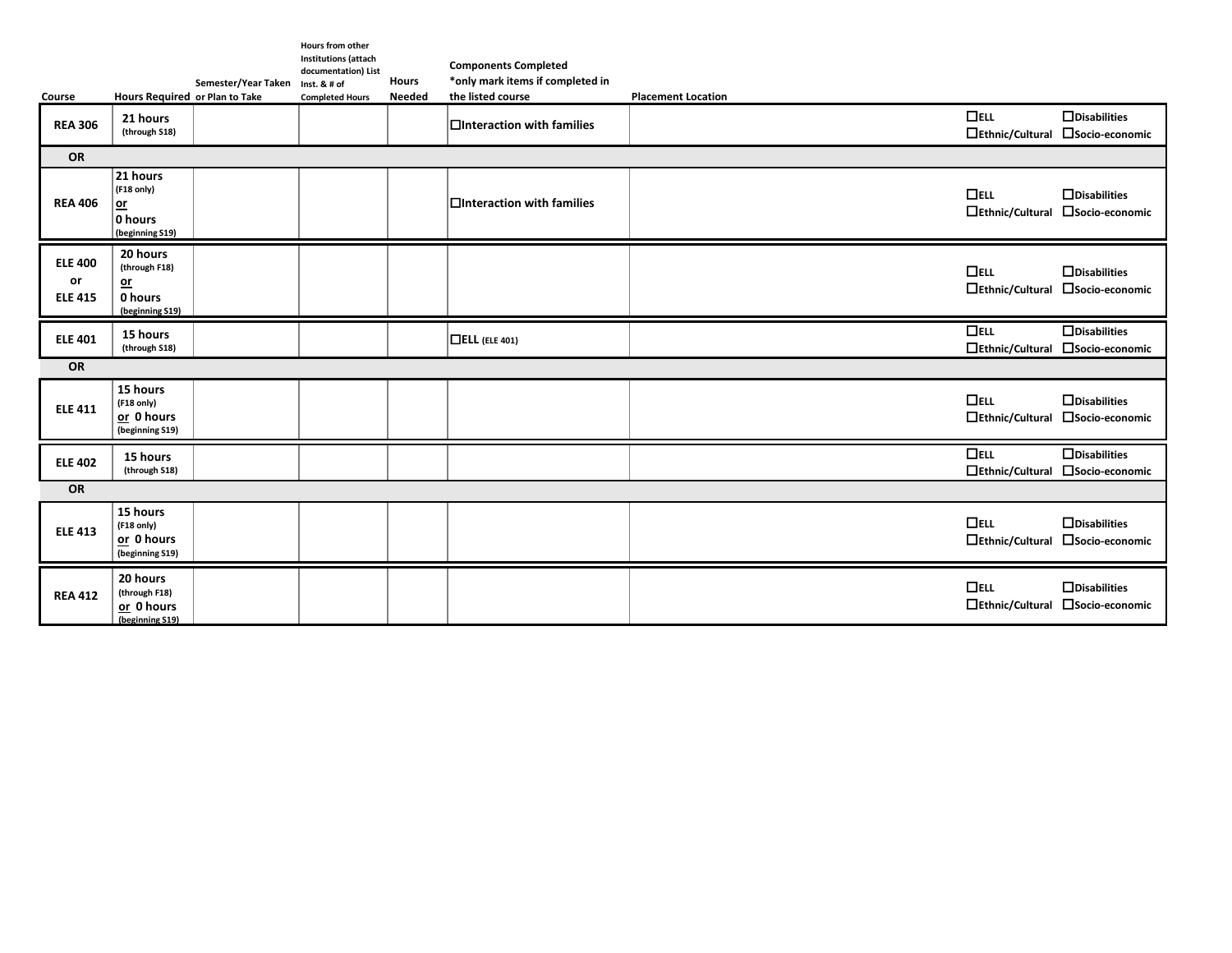| Course | Hours Required | Semester/Year Taken or Plan to Take | Hours from other Institutions (attach documentation) List Inst. & # of Completed Hours | Hours Needed | Components Completed *only mark items if completed in the listed course | Placement Location | | |
|---|---|---|---|---|---|---|---|---|
| **REA 306** | **21 hours** (through S18) | | | | ☐**Interaction with families** | | ☐**ELL** ☐**Ethnic/Cultural** | ☐**Disabilities** ☐**Socio-economic** |
| **OR** | | | | | | | | |
| **REA 406** | **21 hours** (F18 only) **or** **0 hours** (beginning S19) | | | | ☐**Interaction with families** | | ☐**ELL** ☐**Ethnic/Cultural** | ☐**Disabilities** ☐**Socio-economic** |
| **ELE 400 or ELE 415** | **20 hours** (through F18) **or** **0 hours** (beginning S19) | | | | | | ☐**ELL** ☐**Ethnic/Cultural** | ☐**Disabilities** ☐**Socio-economic** |
| **ELE 401** | **15 hours** (through S18) | | | | ☐**ELL** (ELE 401) | | ☐**ELL** ☐**Ethnic/Cultural** | ☐**Disabilities** ☐**Socio-economic** |
| **OR** | | | | | | | | |
| **ELE 411** | **15 hours** (F18 only) **or 0 hours** (beginning S19) | | | | | | ☐**ELL** ☐**Ethnic/Cultural** | ☐**Disabilities** ☐**Socio-economic** |
| **ELE 402** | **15 hours** (through S18) | | | | | | ☐**ELL** ☐**Ethnic/Cultural** | ☐**Disabilities** ☐**Socio-economic** |
| **OR** | | | | | | | | |
| **ELE 413** | **15 hours** (F18 only) **or 0 hours** (beginning S19) | | | | | | ☐**ELL** ☐**Ethnic/Cultural** | ☐**Disabilities** ☐**Socio-economic** |
| **REA 412** | **20 hours** (through F18) **or 0 hours** (beginning S19) | | | | | | ☐**ELL** ☐**Ethnic/Cultural** | ☐**Disabilities** ☐**Socio-economic** |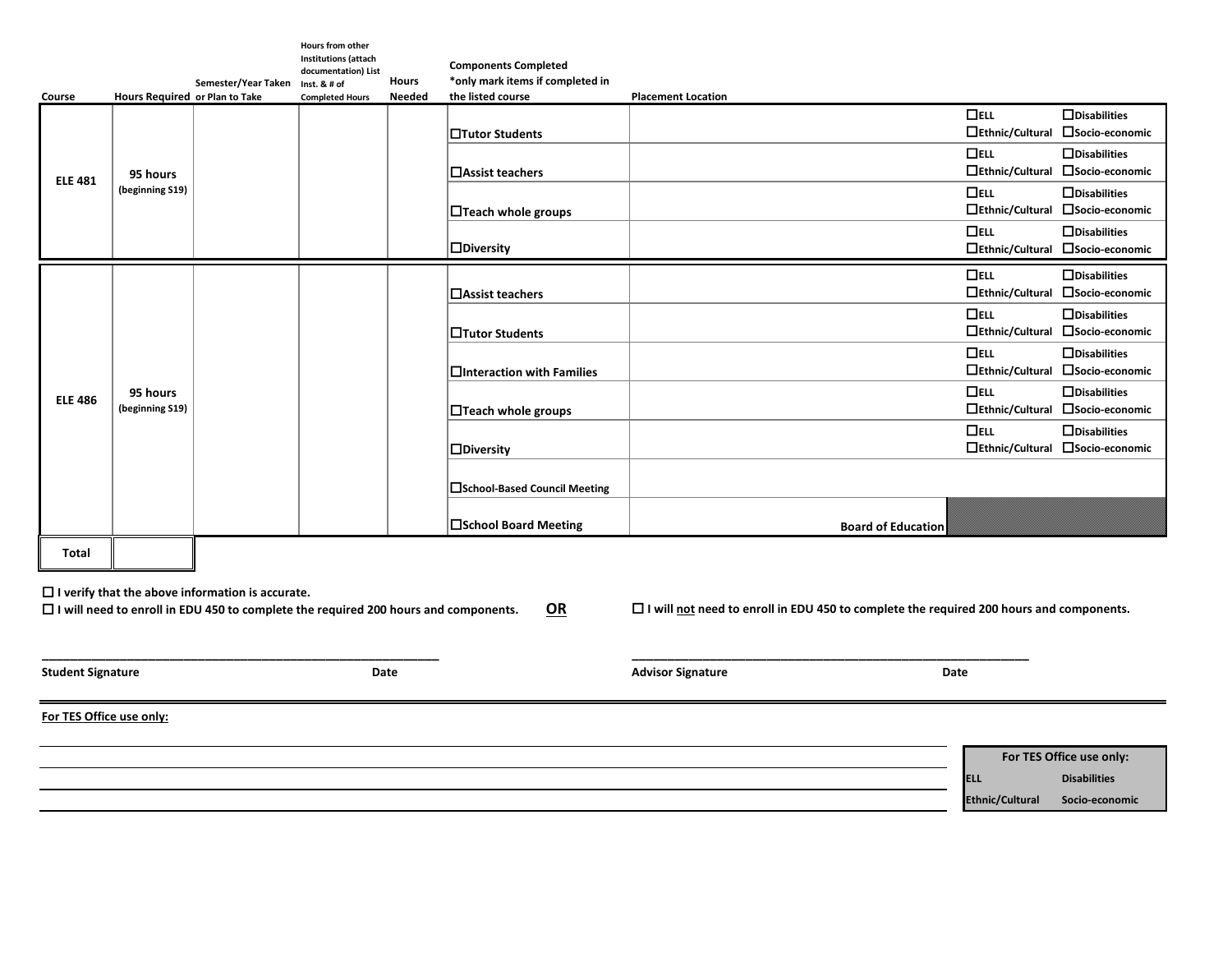| Course | Hours Required | Semester/Year Taken or Plan to Take | Hours from other Institutions (attach documentation) List Inst. & # of Completed Hours | Hours Needed | Components Completed *only mark items if completed in the listed course | Placement Location | | |
|---|---|---|---|---|---|---|---|---|
| ELE 481 | 95 hours (beginning S19) | | | | ☐Tutor Students | | ☐ELL ☐Ethnic/Cultural | ☐Disabilities ☐Socio-economic |
| | | | | | ☐Assist teachers | | ☐ELL ☐Ethnic/Cultural | ☐Disabilities ☐Socio-economic |
| | | | | | ☐Teach whole groups | | ☐ELL ☐Ethnic/Cultural | ☐Disabilities ☐Socio-economic |
| | | | | | ☐Diversity | | ☐ELL ☐Ethnic/Cultural | ☐Disabilities ☐Socio-economic |
| ELE 486 | 95 hours (beginning S19) | | | | ☐Assist teachers | | ☐ELL ☐Ethnic/Cultural | ☐Disabilities ☐Socio-economic |
| | | | | | ☐Tutor Students | | ☐ELL ☐Ethnic/Cultural | ☐Disabilities ☐Socio-economic |
| | | | | | ☐Interaction with Families | | ☐ELL ☐Ethnic/Cultural | ☐Disabilities ☐Socio-economic |
| | | | | | ☐Teach whole groups | | ☐ELL ☐Ethnic/Cultural | ☐Disabilities ☐Socio-economic |
| | | | | | ☐Diversity | | ☐ELL ☐Ethnic/Cultural | ☐Disabilities ☐Socio-economic |
| | | | | | ☐School-Based Council Meeting | | | |
| | | | | | ☐School Board Meeting | Board of Education | | |
| Total | | | | | | | | |

☐ I verify that the above information is accurate.

☐ I will need to enroll in EDU 450 to complete the required 200 hours and components. **OR** ☐ I will not need to enroll in EDU 450 to complete the required 200 hours and components.

\_\_\_\_\_\_\_\_\_\_\_\_\_\_\_\_\_\_\_\_\_\_\_\_\_\_\_\_\_\_\_\_\_\_\_\_\_\_\_\_\_\_\_\_\_\_\_\_\_\_\_\_\_\_\_\_\_\_\_\_\_\_

**Student Signature** **Date**

\_\_\_\_\_\_\_\_\_\_\_\_\_\_\_\_\_\_\_\_\_\_\_\_\_\_\_\_\_\_\_\_\_\_\_\_\_\_\_\_\_\_\_\_\_\_\_\_\_\_\_\_\_\_\_\_\_\_\_\_\_\_

**Advisor Signature** **Date**

**For TES Office use only:**

| For TES Office use only: | |
|---|---|
| ELL | Disabilities |
| Ethnic/Cultural | Socio-economic |